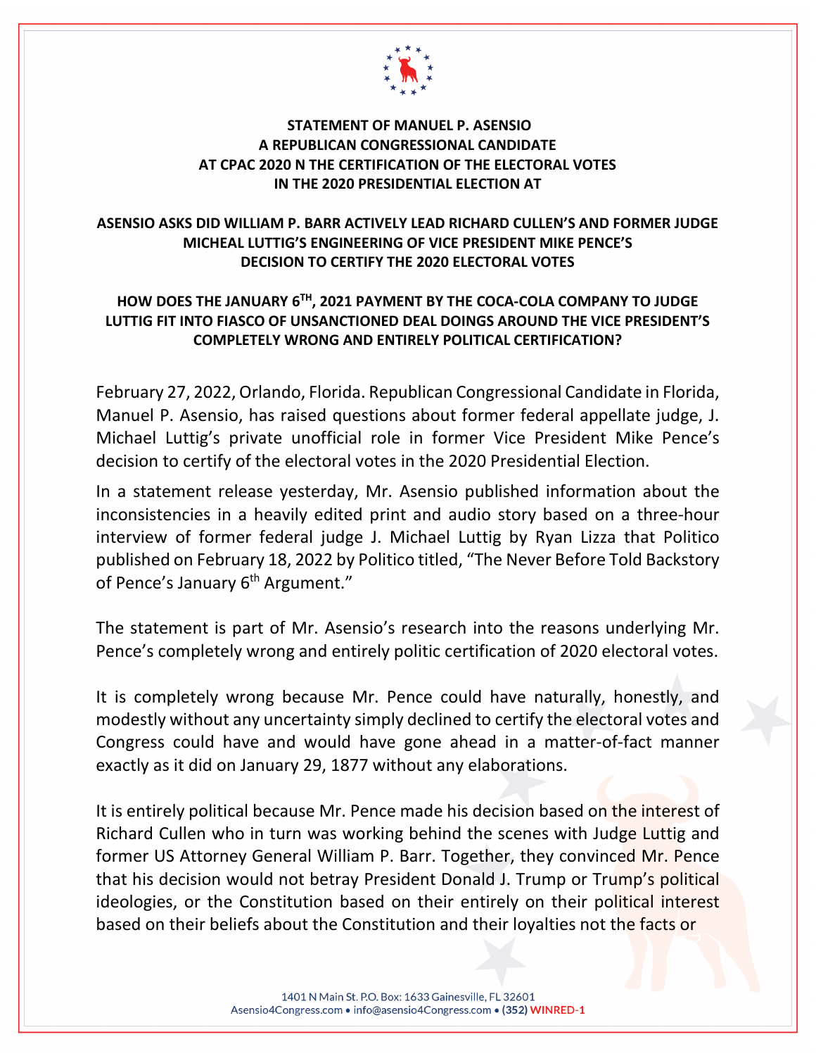**STATEMENT OF MANUEL P. ASENSIO**
**A REPUBLICAN CONGRESSIONAL CANDIDATE**
**AT CPAC 2020 N THE CERTIFICATION OF THE ELECTORAL VOTES**
**IN THE 2020 PRESIDENTIAL ELECTION AT**

**ASENSIO ASKS DID WILLIAM P. BARR ACTIVELY LEAD RICHARD CULLEN'S AND FORMER JUDGE MICHEAL LUTTIG'S ENGINEERING OF VICE PRESIDENT MIKE PENCE'S DECISION TO CERTIFY THE 2020 ELECTORAL VOTES**

**HOW DOES THE JANUARY 6TH, 2021 PAYMENT BY THE COCA-COLA COMPANY TO JUDGE LUTTIG FIT INTO FIASCO OF UNSANCTIONED DEAL DOINGS AROUND THE VICE PRESIDENT'S COMPLETELY WRONG AND ENTIRELY POLITICAL CERTIFICATION?**

February 27, 2022, Orlando, Florida. Republican Congressional Candidate in Florida, Manuel P. Asensio, has raised questions about former federal appellate judge, J. Michael Luttig's private unofficial role in former Vice President Mike Pence's decision to certify of the electoral votes in the 2020 Presidential Election.

In a statement release yesterday, Mr. Asensio published information about the inconsistencies in a heavily edited print and audio story based on a three-hour interview of former federal judge J. Michael Luttig by Ryan Lizza that Politico published on February 18, 2022 by Politico titled, "The Never Before Told Backstory of Pence's January 6th Argument."

The statement is part of Mr. Asensio's research into the reasons underlying Mr. Pence's completely wrong and entirely politic certification of 2020 electoral votes.

It is completely wrong because Mr. Pence could have naturally, honestly, and modestly without any uncertainty simply declined to certify the electoral votes and Congress could have and would have gone ahead in a matter-of-fact manner exactly as it did on January 29, 1877 without any elaborations.

It is entirely political because Mr. Pence made his decision based on the interest of Richard Cullen who in turn was working behind the scenes with Judge Luttig and former US Attorney General William P. Barr. Together, they convinced Mr. Pence that his decision would not betray President Donald J. Trump or Trump's political ideologies, or the Constitution based on their entirely on their political interest based on their beliefs about the Constitution and their loyalties not the facts or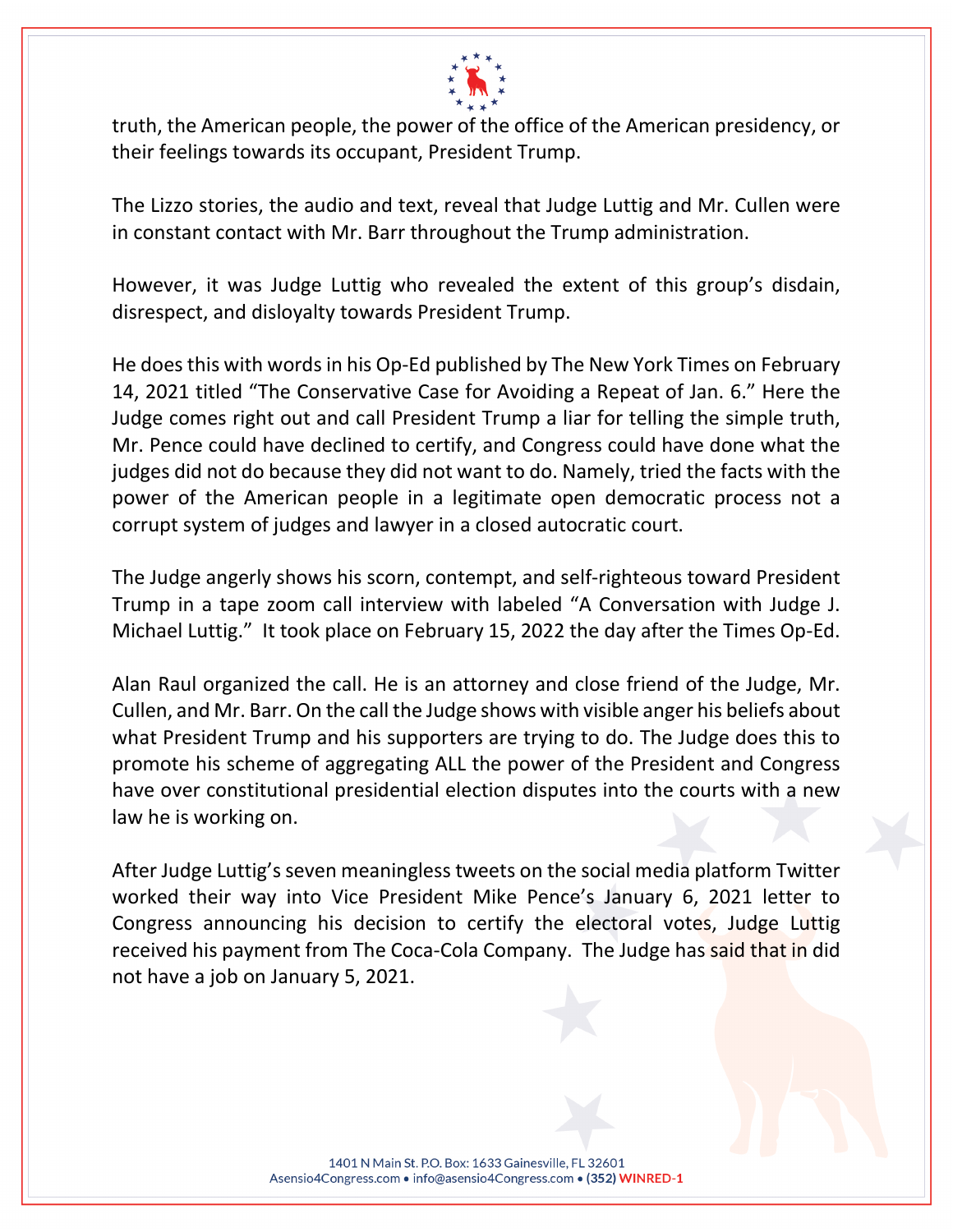truth, the American people, the power of the office of the American presidency, or their feelings towards its occupant, President Trump.

The Lizzo stories, the audio and text, reveal that Judge Luttig and Mr. Cullen were in constant contact with Mr. Barr throughout the Trump administration.

However, it was Judge Luttig who revealed the extent of this group's disdain, disrespect, and disloyalty towards President Trump.

He does this with words in his Op-Ed published by The New York Times on February 14, 2021 titled "The Conservative Case for Avoiding a Repeat of Jan. 6." Here the Judge comes right out and call President Trump a liar for telling the simple truth, Mr. Pence could have declined to certify, and Congress could have done what the judges did not do because they did not want to do. Namely, tried the facts with the power of the American people in a legitimate open democratic process not a corrupt system of judges and lawyer in a closed autocratic court.

The Judge angerly shows his scorn, contempt, and self-righteous toward President Trump in a tape zoom call interview with labeled "A Conversation with Judge J. Michael Luttig." It took place on February 15, 2022 the day after the Times Op-Ed.

Alan Raul organized the call. He is an attorney and close friend of the Judge, Mr. Cullen, and Mr. Barr. On the call the Judge shows with visible anger his beliefs about what President Trump and his supporters are trying to do. The Judge does this to promote his scheme of aggregating ALL the power of the President and Congress have over constitutional presidential election disputes into the courts with a new law he is working on.

After Judge Luttig's seven meaningless tweets on the social media platform Twitter worked their way into Vice President Mike Pence's January 6, 2021 letter to Congress announcing his decision to certify the electoral votes, Judge Luttig received his payment from The Coca-Cola Company. The Judge has said that in did not have a job on January 5, 2021.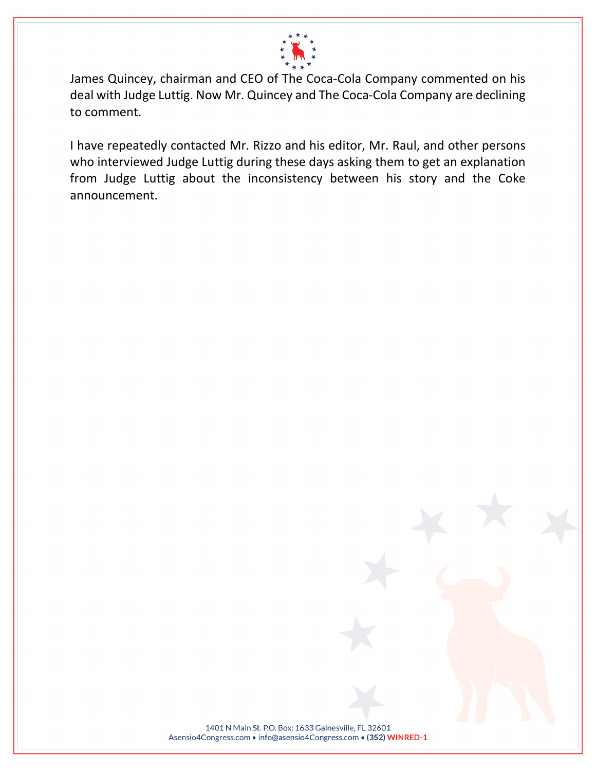James Quincey, chairman and CEO of The Coca-Cola Company commented on his deal with Judge Luttig. Now Mr. Quincey and The Coca-Cola Company are declining to comment.

I have repeatedly contacted Mr. Rizzo and his editor, Mr. Raul, and other persons who interviewed Judge Luttig during these days asking them to get an explanation from Judge Luttig about the inconsistency between his story and the Coke announcement.